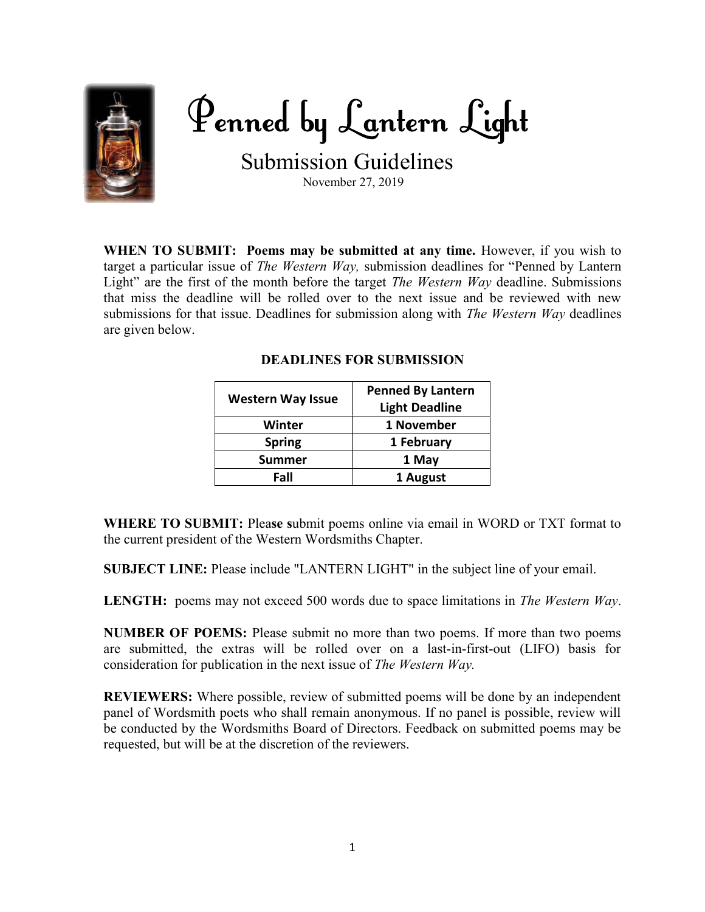# Penned by Lantern Light

## Submission Guidelines

November 27, 2019

**WHEN TO SUBMIT: Poems may be submitted at any time.** However, if you wish to target a particular issue of *The Western Way,* submission deadlines for "Penned by Lantern Light" are the first of the month before the target *The Western Way* deadline. Submissions that miss the deadline will be rolled over to the next issue and be reviewed with new submissions for that issue. Deadlines for submission along with *The Western Way* deadlines are given below.

**DEADLINES FOR SUBMISSION**

| Western Way Issue | Penned By Lantern Light Deadline |
|---|---|
| Winter | 1 November |
| Spring | 1 February |
| Summer | 1 May |
| Fall | 1 August |

**WHERE TO SUBMIT:** Please submit poems online via email in WORD or TXT format to the current president of the Western Wordsmiths Chapter.

**SUBJECT LINE:** Please include "LANTERN LIGHT" in the subject line of your email.

**LENGTH:** poems may not exceed 500 words due to space limitations in *The Western Way*.

**NUMBER OF POEMS:** Please submit no more than two poems. If more than two poems are submitted, the extras will be rolled over on a last-in-first-out (LIFO) basis for consideration for publication in the next issue of *The Western Way.*

**REVIEWERS:** Where possible, review of submitted poems will be done by an independent panel of Wordsmith poets who shall remain anonymous. If no panel is possible, review will be conducted by the Wordsmiths Board of Directors. Feedback on submitted poems may be requested, but will be at the discretion of the reviewers.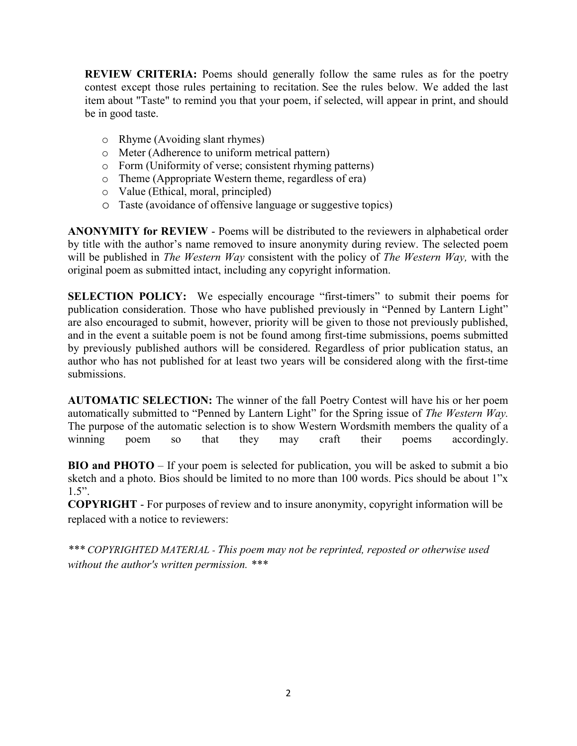**REVIEW CRITERIA:** Poems should generally follow the same rules as for the poetry contest except those rules pertaining to recitation. See the rules below. We added the last item about "Taste" to remind you that your poem, if selected, will appear in print, and should be in good taste.

- Rhyme (Avoiding slant rhymes)
- Meter (Adherence to uniform metrical pattern)
- Form (Uniformity of verse; consistent rhyming patterns)
- Theme (Appropriate Western theme, regardless of era)
- Value (Ethical, moral, principled)
- Taste (avoidance of offensive language or suggestive topics)

**ANONYMITY for REVIEW** - Poems will be distributed to the reviewers in alphabetical order by title with the author's name removed to insure anonymity during review. The selected poem will be published in *The Western Way* consistent with the policy of *The Western Way,* with the original poem as submitted intact, including any copyright information.

**SELECTION POLICY:** We especially encourage "first-timers" to submit their poems for publication consideration. Those who have published previously in "Penned by Lantern Light" are also encouraged to submit, however, priority will be given to those not previously published, and in the event a suitable poem is not be found among first-time submissions, poems submitted by previously published authors will be considered. Regardless of prior publication status, an author who has not published for at least two years will be considered along with the first-time submissions.

**AUTOMATIC SELECTION:** The winner of the fall Poetry Contest will have his or her poem automatically submitted to "Penned by Lantern Light" for the Spring issue of *The Western Way.* The purpose of the automatic selection is to show Western Wordsmith members the quality of a winning poem so that they may craft their poems accordingly.

**BIO and PHOTO** – If your poem is selected for publication, you will be asked to submit a bio sketch and a photo. Bios should be limited to no more than 100 words. Pics should be about 1"x 1.5".

**COPYRIGHT** - For purposes of review and to insure anonymity, copyright information will be replaced with a notice to reviewers:

*\*\*\* COPYRIGHTED MATERIAL - This poem may not be reprinted, reposted or otherwise used without the author's written permission. \*\*\**